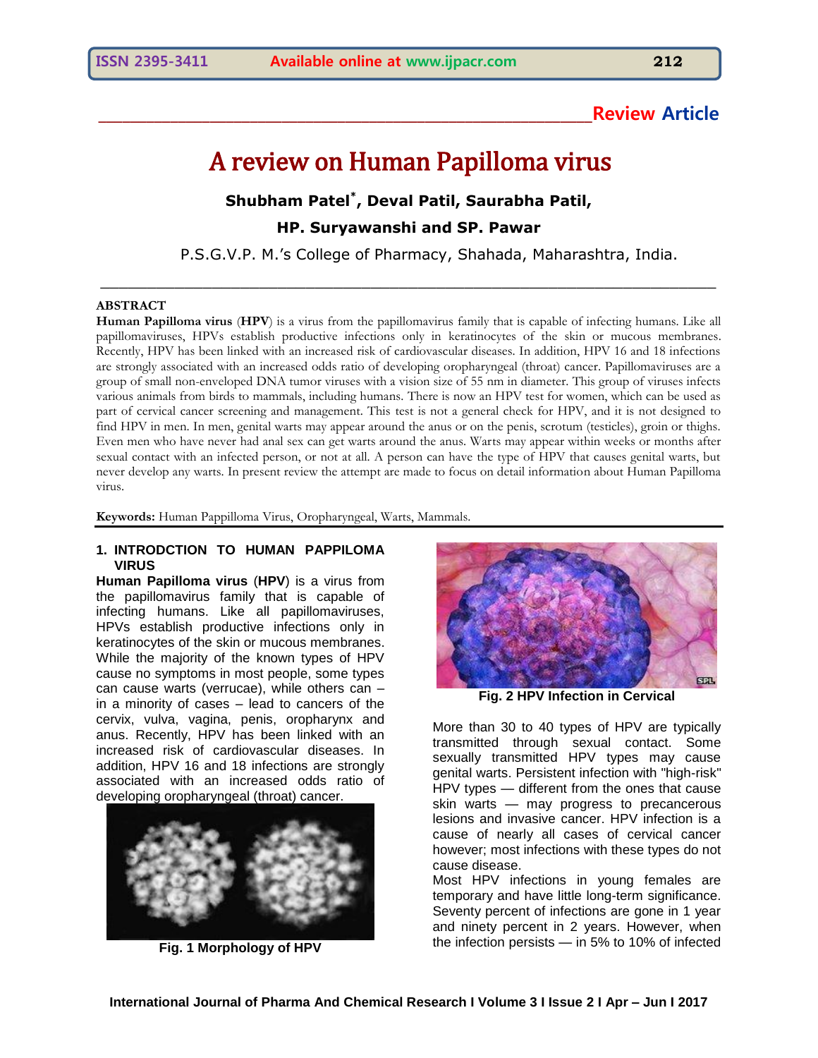Review Article

# A review on Human Papilloma virus

**Shubham Patel*, Deval Patil, Saurabha Patil,**

**HP. Suryawanshi and SP. Pawar**

P.S.G.V.P. M.'s College of Pharmacy, Shahada, Maharashtra, India.

## ABSTRACT

**Human Papilloma virus** (**HPV**) is a virus from the papillomavirus family that is capable of infecting humans. Like all papillomaviruses, HPVs establish productive infections only in keratinocytes of the skin or mucous membranes. Recently, HPV has been linked with an increased risk of cardiovascular diseases. In addition, HPV 16 and 18 infections are strongly associated with an increased odds ratio of developing oropharyngeal (throat) cancer. Papillomaviruses are a group of small non-enveloped DNA tumor viruses with a vision size of 55 nm in diameter. This group of viruses infects various animals from birds to mammals, including humans. There is now an HPV test for women, which can be used as part of cervical cancer screening and management. This test is not a general check for HPV, and it is not designed to find HPV in men. In men, genital warts may appear around the anus or on the penis, scrotum (testicles), groin or thighs. Even men who have never had anal sex can get warts around the anus. Warts may appear within weeks or months after sexual contact with an infected person, or not at all. A person can have the type of HPV that causes genital warts, but never develop any warts. In present review the attempt are made to focus on detail information about Human Papilloma virus.

**Keywords:** Human Pappilloma Virus, Oropharyngeal, Warts, Mammals.

## 1. INTRODCTION TO HUMAN PAPPILOMA VIRUS

**Human Papilloma virus** (**HPV**) is a virus from the papillomavirus family that is capable of infecting humans. Like all papillomaviruses, HPVs establish productive infections only in keratinocytes of the skin or mucous membranes. While the majority of the known types of HPV cause no symptoms in most people, some types can cause warts (verrucae), while others can – in a minority of cases – lead to cancers of the cervix, vulva, vagina, penis, oropharynx and anus. Recently, HPV has been linked with an increased risk of cardiovascular diseases. In addition, HPV 16 and 18 infections are strongly associated with an increased odds ratio of developing oropharyngeal (throat) cancer.

**Fig. 1 Morphology of HPV**

**Fig. 2 HPV Infection in Cervical**

More than 30 to 40 types of HPV are typically transmitted through sexual contact. Some sexually transmitted HPV types may cause genital warts. Persistent infection with "high-risk" HPV types — different from the ones that cause skin warts — may progress to precancerous lesions and invasive cancer. HPV infection is a cause of nearly all cases of cervical cancer however; most infections with these types do not cause disease.

Most HPV infections in young females are temporary and have little long-term significance. Seventy percent of infections are gone in 1 year and ninety percent in 2 years. However, when the infection persists — in 5% to 10% of infected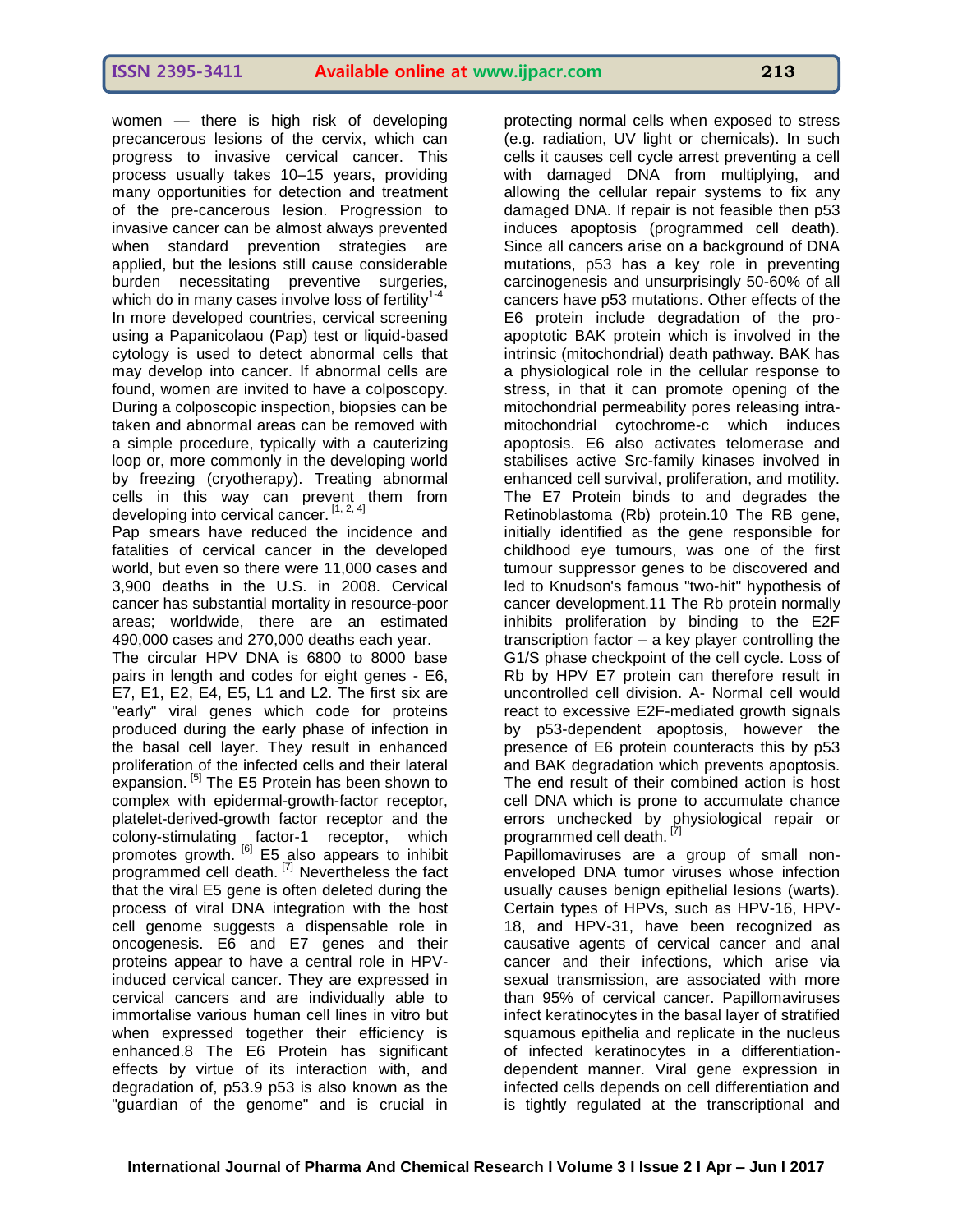women — there is high risk of developing precancerous lesions of the cervix, which can progress to invasive cervical cancer. This process usually takes 10–15 years, providing many opportunities for detection and treatment of the pre-cancerous lesion. Progression to invasive cancer can be almost always prevented when standard prevention strategies are applied, but the lesions still cause considerable burden necessitating preventive surgeries, which do in many cases involve loss of fertility[1-4]

In more developed countries, cervical screening using a Papanicolaou (Pap) test or liquid-based cytology is used to detect abnormal cells that may develop into cancer. If abnormal cells are found, women are invited to have a colposcopy. During a colposcopic inspection, biopsies can be taken and abnormal areas can be removed with a simple procedure, typically with a cauterizing loop or, more commonly in the developing world by freezing (cryotherapy). Treating abnormal cells in this way can prevent them from developing into cervical cancer. [1, 2, 4]

Pap smears have reduced the incidence and fatalities of cervical cancer in the developed world, but even so there were 11,000 cases and 3,900 deaths in the U.S. in 2008. Cervical cancer has substantial mortality in resource-poor areas; worldwide, there are an estimated 490,000 cases and 270,000 deaths each year.

The circular HPV DNA is 6800 to 8000 base pairs in length and codes for eight genes - E6, E7, E1, E2, E4, E5, L1 and L2. The first six are "early" viral genes which code for proteins produced during the early phase of infection in the basal cell layer. They result in enhanced proliferation of the infected cells and their lateral expansion. [5] The E5 Protein has been shown to complex with epidermal-growth-factor receptor, platelet-derived-growth factor receptor and the colony-stimulating factor-1 receptor, which promotes growth. [6] E5 also appears to inhibit programmed cell death. [7] Nevertheless the fact that the viral E5 gene is often deleted during the process of viral DNA integration with the host cell genome suggests a dispensable role in oncogenesis. E6 and E7 genes and their proteins appear to have a central role in HPV-induced cervical cancer. They are expressed in cervical cancers and are individually able to immortalise various human cell lines in vitro but when expressed together their efficiency is enhanced.8 The E6 Protein has significant effects by virtue of its interaction with, and degradation of, p53.9 p53 is also known as the "guardian of the genome" and is crucial in protecting normal cells when exposed to stress (e.g. radiation, UV light or chemicals). In such cells it causes cell cycle arrest preventing a cell with damaged DNA from multiplying, and allowing the cellular repair systems to fix any damaged DNA. If repair is not feasible then p53 induces apoptosis (programmed cell death). Since all cancers arise on a background of DNA mutations, p53 has a key role in preventing carcinogenesis and unsurprisingly 50-60% of all cancers have p53 mutations. Other effects of the E6 protein include degradation of the pro-apoptotic BAK protein which is involved in the intrinsic (mitochondrial) death pathway. BAK has a physiological role in the cellular response to stress, in that it can promote opening of the mitochondrial permeability pores releasing intra-mitochondrial cytochrome-c which induces apoptosis. E6 also activates telomerase and stabilises active Src-family kinases involved in enhanced cell survival, proliferation, and motility. The E7 Protein binds to and degrades the Retinoblastoma (Rb) protein.10 The RB gene, initially identified as the gene responsible for childhood eye tumours, was one of the first tumour suppressor genes to be discovered and led to Knudson's famous "two-hit" hypothesis of cancer development.11 The Rb protein normally inhibits proliferation by binding to the E2F transcription factor – a key player controlling the G1/S phase checkpoint of the cell cycle. Loss of Rb by HPV E7 protein can therefore result in uncontrolled cell division. A- Normal cell would react to excessive E2F-mediated growth signals by p53-dependent apoptosis, however the presence of E6 protein counteracts this by p53 and BAK degradation which prevents apoptosis. The end result of their combined action is host cell DNA which is prone to accumulate chance errors unchecked by physiological repair or programmed cell death. [7]

Papillomaviruses are a group of small non-enveloped DNA tumor viruses whose infection usually causes benign epithelial lesions (warts). Certain types of HPVs, such as HPV-16, HPV-18, and HPV-31, have been recognized as causative agents of cervical cancer and anal cancer and their infections, which arise via sexual transmission, are associated with more than 95% of cervical cancer. Papillomaviruses infect keratinocytes in the basal layer of stratified squamous epithelia and replicate in the nucleus of infected keratinocytes in a differentiation-dependent manner. Viral gene expression in infected cells depends on cell differentiation and is tightly regulated at the transcriptional and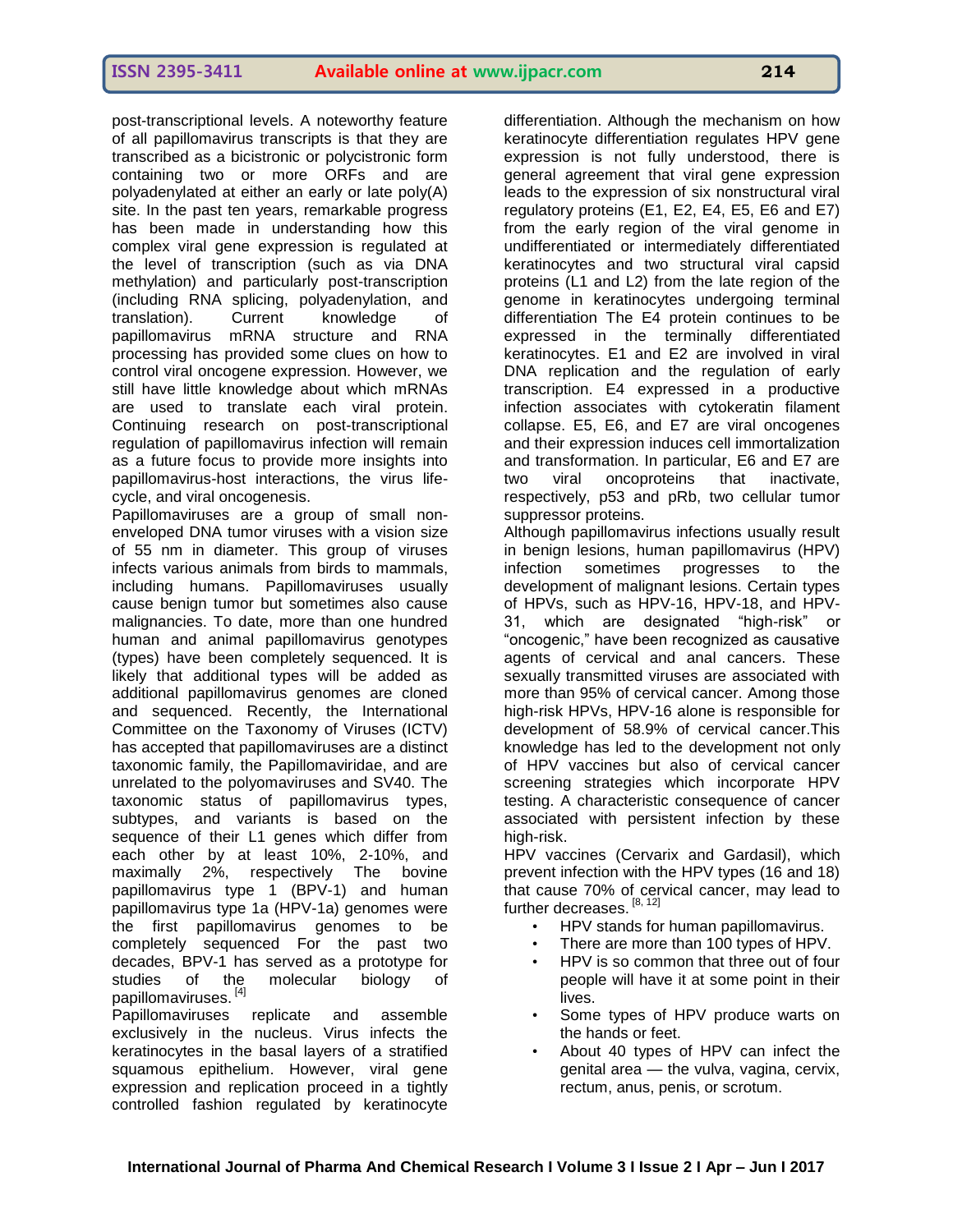post-transcriptional levels. A noteworthy feature of all papillomavirus transcripts is that they are transcribed as a bicistronic or polycistronic form containing two or more ORFs and are polyadenylated at either an early or late poly(A) site. In the past ten years, remarkable progress has been made in understanding how this complex viral gene expression is regulated at the level of transcription (such as via DNA methylation) and particularly post-transcription (including RNA splicing, polyadenylation, and translation). Current knowledge of papillomavirus mRNA structure and RNA processing has provided some clues on how to control viral oncogene expression. However, we still have little knowledge about which mRNAs are used to translate each viral protein. Continuing research on post-transcriptional regulation of papillomavirus infection will remain as a future focus to provide more insights into papillomavirus-host interactions, the virus life-cycle, and viral oncogenesis.

Papillomaviruses are a group of small non-enveloped DNA tumor viruses with a vision size of 55 nm in diameter. This group of viruses infects various animals from birds to mammals, including humans. Papillomaviruses usually cause benign tumor but sometimes also cause malignancies. To date, more than one hundred human and animal papillomavirus genotypes (types) have been completely sequenced. It is likely that additional types will be added as additional papillomavirus genomes are cloned and sequenced. Recently, the International Committee on the Taxonomy of Viruses (ICTV) has accepted that papillomaviruses are a distinct taxonomic family, the Papillomaviridae, and are unrelated to the polyomaviruses and SV40. The taxonomic status of papillomavirus types, subtypes, and variants is based on the sequence of their L1 genes which differ from each other by at least 10%, 2-10%, and maximally 2%, respectively The bovine papillomavirus type 1 (BPV-1) and human papillomavirus type 1a (HPV-1a) genomes were the first papillomavirus genomes to be completely sequenced For the past two decades, BPV-1 has served as a prototype for studies of the molecular biology of papillomaviruses. [4]

Papillomaviruses replicate and assemble exclusively in the nucleus. Virus infects the keratinocytes in the basal layers of a stratified squamous epithelium. However, viral gene expression and replication proceed in a tightly controlled fashion regulated by keratinocyte differentiation. Although the mechanism on how keratinocyte differentiation regulates HPV gene expression is not fully understood, there is general agreement that viral gene expression leads to the expression of six nonstructural viral regulatory proteins (E1, E2, E4, E5, E6 and E7) from the early region of the viral genome in undifferentiated or intermediately differentiated keratinocytes and two structural viral capsid proteins (L1 and L2) from the late region of the genome in keratinocytes undergoing terminal differentiation The E4 protein continues to be expressed in the terminally differentiated keratinocytes. E1 and E2 are involved in viral DNA replication and the regulation of early transcription. E4 expressed in a productive infection associates with cytokeratin filament collapse. E5, E6, and E7 are viral oncogenes and their expression induces cell immortalization and transformation. In particular, E6 and E7 are two viral oncoproteins that inactivate, respectively, p53 and pRb, two cellular tumor suppressor proteins.

Although papillomavirus infections usually result in benign lesions, human papillomavirus (HPV) infection sometimes progresses to the development of malignant lesions. Certain types of HPVs, such as HPV-16, HPV-18, and HPV-31, which are designated "high-risk" or "oncogenic," have been recognized as causative agents of cervical and anal cancers. These sexually transmitted viruses are associated with more than 95% of cervical cancer. Among those high-risk HPVs, HPV-16 alone is responsible for development of 58.9% of cervical cancer.This knowledge has led to the development not only of HPV vaccines but also of cervical cancer screening strategies which incorporate HPV testing. A characteristic consequence of cancer associated with persistent infection by these high-risk.

HPV vaccines (Cervarix and Gardasil), which prevent infection with the HPV types (16 and 18) that cause 70% of cervical cancer, may lead to further decreases. [8, 12]

- HPV stands for human papillomavirus.
- There are more than 100 types of HPV.
- HPV is so common that three out of four people will have it at some point in their lives.
- Some types of HPV produce warts on the hands or feet.
- About 40 types of HPV can infect the genital area — the vulva, vagina, cervix, rectum, anus, penis, or scrotum.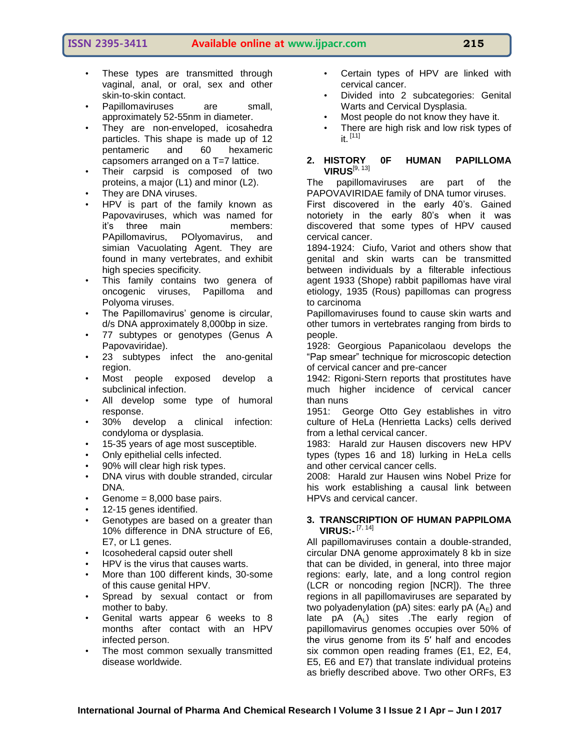- These types are transmitted through vaginal, anal, or oral, sex and other skin-to-skin contact.
- Papillomaviruses are small, approximately 52-55nm in diameter.
- They are non-enveloped, icosahedra particles. This shape is made up of 12 pentameric and 60 hexameric capsomers arranged on a T=7 lattice.
- Their carpsid is composed of two proteins, a major (L1) and minor (L2).
- They are DNA viruses.
- HPV is part of the family known as Papovaviruses, which was named for it's three main members: PApillomavirus, POlyomavirus, and simian Vacuolating Agent. They are found in many vertebrates, and exhibit high species specificity.
- This family contains two genera of oncogenic viruses, Papilloma and Polyoma viruses.
- The Papillomavirus' genome is circular, d/s DNA approximately 8,000bp in size.
- 77 subtypes or genotypes (Genus A Papovaviridae).
- 23 subtypes infect the ano-genital region.
- Most people exposed develop a subclinical infection.
- All develop some type of humoral response.
- 30% develop a clinical infection: condyloma or dysplasia.
- 15-35 years of age most susceptible.
- Only epithelial cells infected.
- 90% will clear high risk types.
- DNA virus with double stranded, circular DNA.
- Genome = 8,000 base pairs.
- 12-15 genes identified.
- Genotypes are based on a greater than 10% difference in DNA structure of E6, E7, or L1 genes.
- Icosahederal capsid outer shell
- HPV is the virus that causes warts.
- More than 100 different kinds, 30-some of this cause genital HPV.
- Spread by sexual contact or from mother to baby.
- Genital warts appear 6 weeks to 8 months after contact with an HPV infected person.
- The most common sexually transmitted disease worldwide.
- Certain types of HPV are linked with cervical cancer.
- Divided into 2 subcategories: Genital Warts and Cervical Dysplasia.
- Most people do not know they have it.
- There are high risk and low risk types of it. [11]

## 2. HISTORY 0F HUMAN PAPILLOMA VIRUS[9, 13]

The papillomaviruses are part of the PAPOVAVIRIDAE family of DNA tumor viruses.

First discovered in the early 40's. Gained notoriety in the early 80's when it was discovered that some types of HPV caused cervical cancer.

1894-1924: Ciufo, Variot and others show that genital and skin warts can be transmitted between individuals by a filterable infectious agent 1933 (Shope) rabbit papillomas have viral etiology, 1935 (Rous) papillomas can progress to carcinoma

Papillomaviruses found to cause skin warts and other tumors in vertebrates ranging from birds to people.

1928: Georgious Papanicolaou develops the "Pap smear" technique for microscopic detection of cervical cancer and pre-cancer

1942: Rigoni-Stern reports that prostitutes have much higher incidence of cervical cancer than nuns

1951: George Otto Gey establishes in vitro culture of HeLa (Henrietta Lacks) cells derived from a lethal cervical cancer.

1983: Harald zur Hausen discovers new HPV types (types 16 and 18) lurking in HeLa cells and other cervical cancer cells.

2008: Harald zur Hausen wins Nobel Prize for his work establishing a causal link between HPVs and cervical cancer.

## 3. TRANSCRIPTION OF HUMAN PAPPILOMA VIRUS:- [7, 14]

All papillomaviruses contain a double-stranded, circular DNA genome approximately 8 kb in size that can be divided, in general, into three major regions: early, late, and a long control region (LCR or noncoding region [NCR]). The three regions in all papillomaviruses are separated by two polyadenylation (pA) sites: early pA ($A_E$) and late pA ($A_L$) sites .The early region of papillomavirus genomes occupies over 50% of the virus genome from its 5′ half and encodes six common open reading frames (E1, E2, E4, E5, E6 and E7) that translate individual proteins as briefly described above. Two other ORFs, E3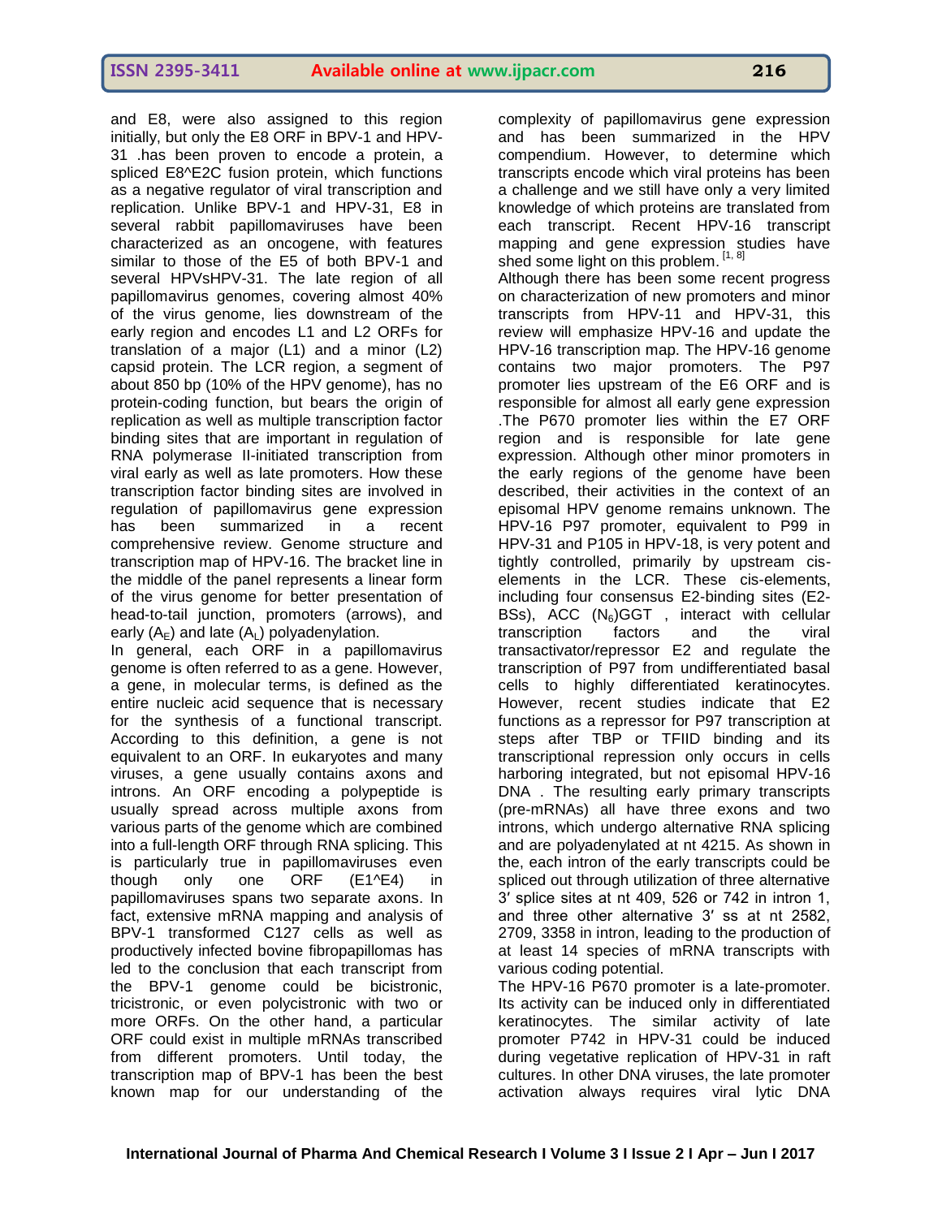and E8, were also assigned to this region initially, but only the E8 ORF in BPV-1 and HPV-31 .has been proven to encode a protein, a spliced E8^E2C fusion protein, which functions as a negative regulator of viral transcription and replication. Unlike BPV-1 and HPV-31, E8 in several rabbit papillomaviruses have been characterized as an oncogene, with features similar to those of the E5 of both BPV-1 and several HPVsHPV-31. The late region of all papillomavirus genomes, covering almost 40% of the virus genome, lies downstream of the early region and encodes L1 and L2 ORFs for translation of a major (L1) and a minor (L2) capsid protein. The LCR region, a segment of about 850 bp (10% of the HPV genome), has no protein-coding function, but bears the origin of replication as well as multiple transcription factor binding sites that are important in regulation of RNA polymerase II-initiated transcription from viral early as well as late promoters. How these transcription factor binding sites are involved in regulation of papillomavirus gene expression has been summarized in a recent comprehensive review. Genome structure and transcription map of HPV-16. The bracket line in the middle of the panel represents a linear form of the virus genome for better presentation of head-to-tail junction, promoters (arrows), and early ($A_E$) and late ($A_L$) polyadenylation.

In general, each ORF in a papillomavirus genome is often referred to as a gene. However, a gene, in molecular terms, is defined as the entire nucleic acid sequence that is necessary for the synthesis of a functional transcript. According to this definition, a gene is not equivalent to an ORF. In eukaryotes and many viruses, a gene usually contains axons and introns. An ORF encoding a polypeptide is usually spread across multiple axons from various parts of the genome which are combined into a full-length ORF through RNA splicing. This is particularly true in papillomaviruses even though only one ORF (E1^E4) in papillomaviruses spans two separate axons. In fact, extensive mRNA mapping and analysis of BPV-1 transformed C127 cells as well as productively infected bovine fibropapillomas has led to the conclusion that each transcript from the BPV-1 genome could be bicistronic, tricistronic, or even polycistronic with two or more ORFs. On the other hand, a particular ORF could exist in multiple mRNAs transcribed from different promoters. Until today, the transcription map of BPV-1 has been the best known map for our understanding of the complexity of papillomavirus gene expression and has been summarized in the HPV compendium. However, to determine which transcripts encode which viral proteins has been a challenge and we still have only a very limited knowledge of which proteins are translated from each transcript. Recent HPV-16 transcript mapping and gene expression studies have shed some light on this problem. [1, 8]

Although there has been some recent progress on characterization of new promoters and minor transcripts from HPV-11 and HPV-31, this review will emphasize HPV-16 and update the HPV-16 transcription map. The HPV-16 genome contains two major promoters. The P97 promoter lies upstream of the E6 ORF and is responsible for almost all early gene expression .The P670 promoter lies within the E7 ORF region and is responsible for late gene expression. Although other minor promoters in the early regions of the genome have been described, their activities in the context of an episomal HPV genome remains unknown. The HPV-16 P97 promoter, equivalent to P99 in HPV-31 and P105 in HPV-18, is very potent and tightly controlled, primarily by upstream cis-elements in the LCR. These cis-elements, including four consensus E2-binding sites (E2-BSs), ACC $(N_6)$GGT , interact with cellular transcription factors and the viral transactivator/repressor E2 and regulate the transcription of P97 from undifferentiated basal cells to highly differentiated keratinocytes. However, recent studies indicate that E2 functions as a repressor for P97 transcription at steps after TBP or TFIID binding and its transcriptional repression only occurs in cells harboring integrated, but not episomal HPV-16 DNA . The resulting early primary transcripts (pre-mRNAs) all have three exons and two introns, which undergo alternative RNA splicing and are polyadenylated at nt 4215. As shown in the, each intron of the early transcripts could be spliced out through utilization of three alternative 3′ splice sites at nt 409, 526 or 742 in intron 1, and three other alternative 3′ ss at nt 2582, 2709, 3358 in intron, leading to the production of at least 14 species of mRNA transcripts with various coding potential.

The HPV-16 P670 promoter is a late-promoter. Its activity can be induced only in differentiated keratinocytes. The similar activity of late promoter P742 in HPV-31 could be induced during vegetative replication of HPV-31 in raft cultures. In other DNA viruses, the late promoter activation always requires viral lytic DNA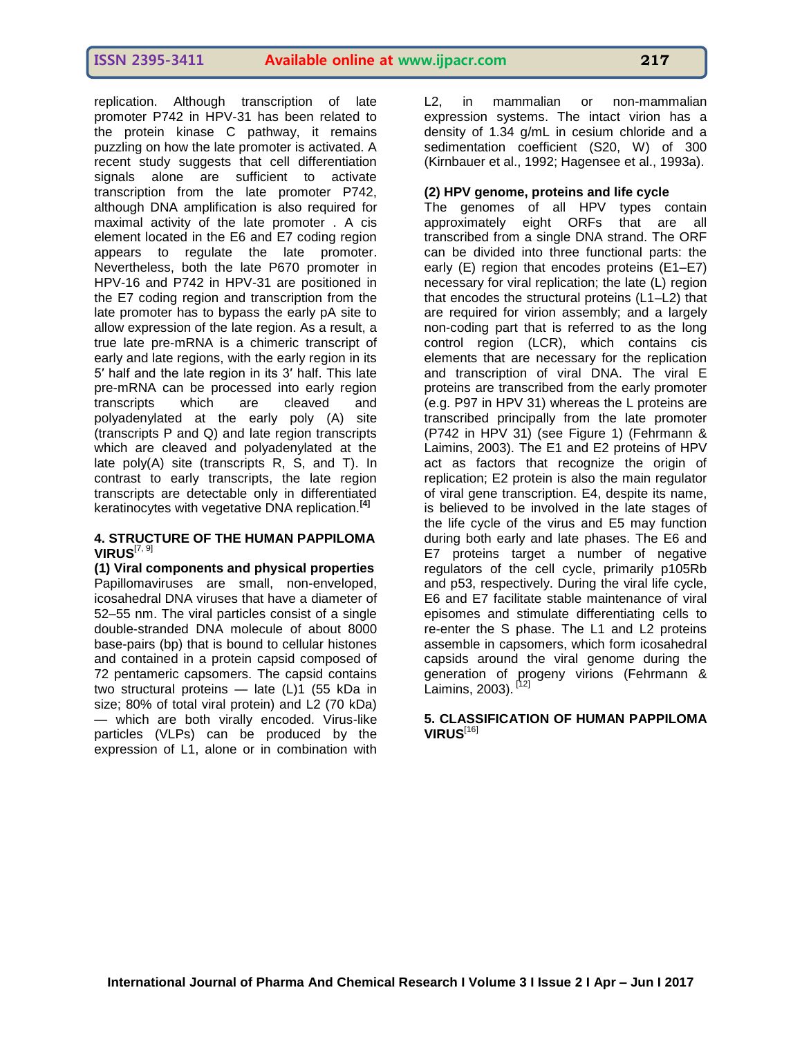replication. Although transcription of late promoter P742 in HPV-31 has been related to the protein kinase C pathway, it remains puzzling on how the late promoter is activated. A recent study suggests that cell differentiation signals alone are sufficient to activate transcription from the late promoter P742, although DNA amplification is also required for maximal activity of the late promoter . A cis element located in the E6 and E7 coding region appears to regulate the late promoter. Nevertheless, both the late P670 promoter in HPV-16 and P742 in HPV-31 are positioned in the E7 coding region and transcription from the late promoter has to bypass the early pA site to allow expression of the late region. As a result, a true late pre-mRNA is a chimeric transcript of early and late regions, with the early region in its 5′ half and the late region in its 3′ half. This late pre-mRNA can be processed into early region transcripts which are cleaved and polyadenylated at the early poly (A) site (transcripts P and Q) and late region transcripts which are cleaved and polyadenylated at the late poly(A) site (transcripts R, S, and T). In contrast to early transcripts, the late region transcripts are detectable only in differentiated keratinocytes with vegetative DNA replication.**[4]**

## 4. STRUCTURE OF THE HUMAN PAPPILOMA VIRUS[7, 9]

### (1) Viral components and physical properties

Papillomaviruses are small, non-enveloped, icosahedral DNA viruses that have a diameter of 52–55 nm. The viral particles consist of a single double-stranded DNA molecule of about 8000 base-pairs (bp) that is bound to cellular histones and contained in a protein capsid composed of 72 pentameric capsomers. The capsid contains two structural proteins — late (L)1 (55 kDa in size; 80% of total viral protein) and L2 (70 kDa) — which are both virally encoded. Virus-like particles (VLPs) can be produced by the expression of L1, alone or in combination with L2, in mammalian or non-mammalian expression systems. The intact virion has a density of 1.34 g/mL in cesium chloride and a sedimentation coefficient (S20, W) of 300 (Kirnbauer et al., 1992; Hagensee et al., 1993a).

### (2) HPV genome, proteins and life cycle

The genomes of all HPV types contain approximately eight ORFs that are all transcribed from a single DNA strand. The ORF can be divided into three functional parts: the early (E) region that encodes proteins (E1–E7) necessary for viral replication; the late (L) region that encodes the structural proteins (L1–L2) that are required for virion assembly; and a largely non-coding part that is referred to as the long control region (LCR), which contains cis elements that are necessary for the replication and transcription of viral DNA. The viral E proteins are transcribed from the early promoter (e.g. P97 in HPV 31) whereas the L proteins are transcribed principally from the late promoter (P742 in HPV 31) (see Figure 1) (Fehrmann & Laimins, 2003). The E1 and E2 proteins of HPV act as factors that recognize the origin of replication; E2 protein is also the main regulator of viral gene transcription. E4, despite its name, is believed to be involved in the late stages of the life cycle of the virus and E5 may function during both early and late phases. The E6 and E7 proteins target a number of negative regulators of the cell cycle, primarily p105Rb and p53, respectively. During the viral life cycle, E6 and E7 facilitate stable maintenance of viral episomes and stimulate differentiating cells to re-enter the S phase. The L1 and L2 proteins assemble in capsomers, which form icosahedral capsids around the viral genome during the generation of progeny virions (Fehrmann & Laimins, 2003). [12]

## 5. CLASSIFICATION OF HUMAN PAPPILOMA VIRUS[16]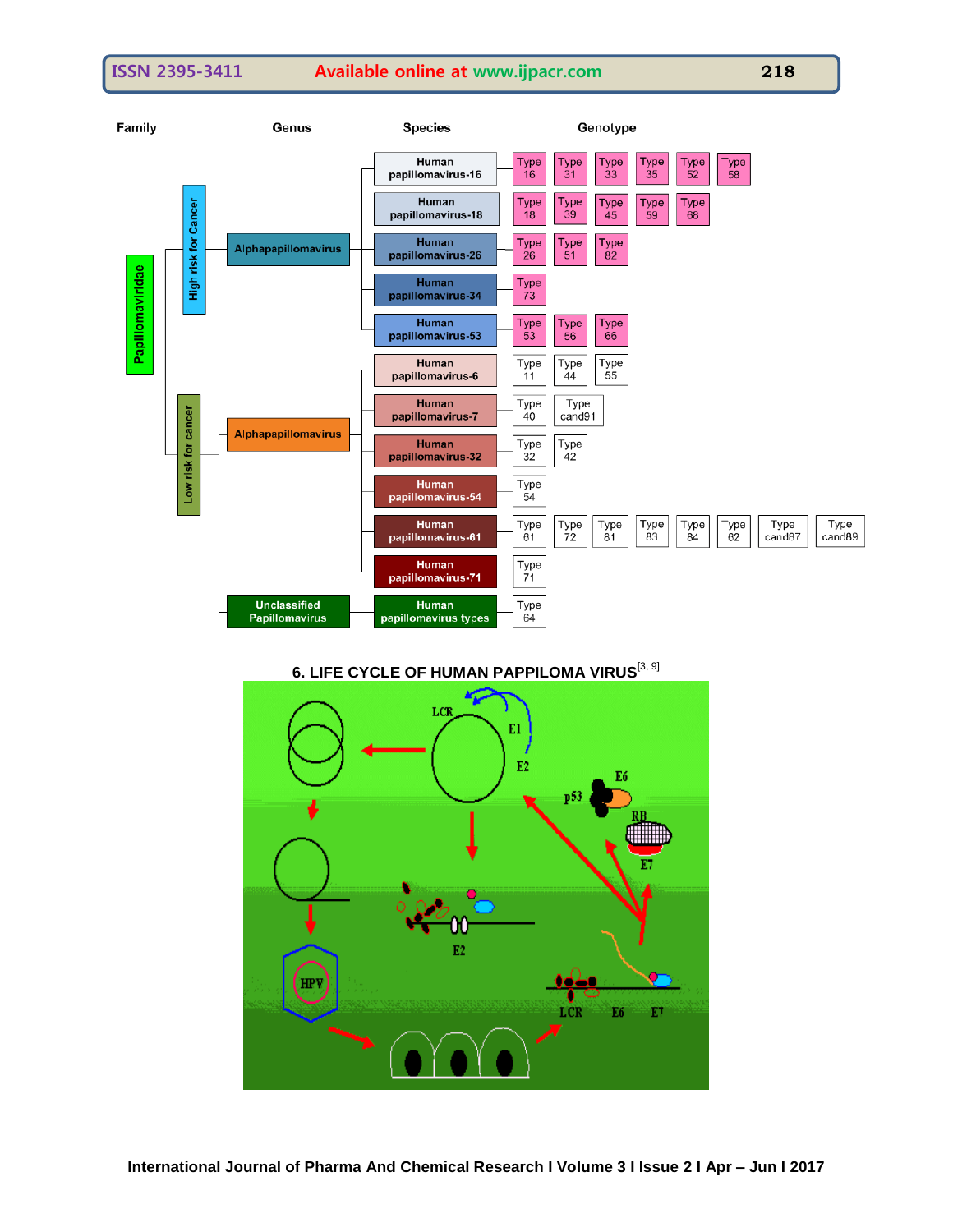| Family | Genus | Species | Genotype |
| --- | --- | --- | --- |
| Papillomaviridae | High risk for Cancer: Alphapapillomavirus | Human papillomavirus-16 | Type 16, Type 31, Type 33, Type 35, Type 52, Type 58 |
| | | Human papillomavirus-18 | Type 18, Type 39, Type 45, Type 59, Type 68 |
| | | Human papillomavirus-26 | Type 26, Type 51, Type 82 |
| | | Human papillomavirus-34 | Type 73 |
| | | Human papillomavirus-53 | Type 53, Type 56, Type 66 |
| | Low risk for cancer: Alphapapillomavirus | Human papillomavirus-6 | Type 11, Type 44, Type 55 |
| | | Human papillomavirus-7 | Type 40, Type cand91 |
| | | Human papillomavirus-32 | Type 32, Type 42 |
| | | Human papillomavirus-54 | Type 54 |
| | | Human papillomavirus-61 | Type 61, Type 72, Type 81, Type 83, Type 84, Type 62, Type cand87, Type cand89 |
| | | Human papillomavirus-71 | Type 71 |
| | Unclassified Papillomavirus | Human papillomavirus types | Type 64 |

## 6. LIFE CYCLE OF HUMAN PAPPILOMA VIRUS[3, 9]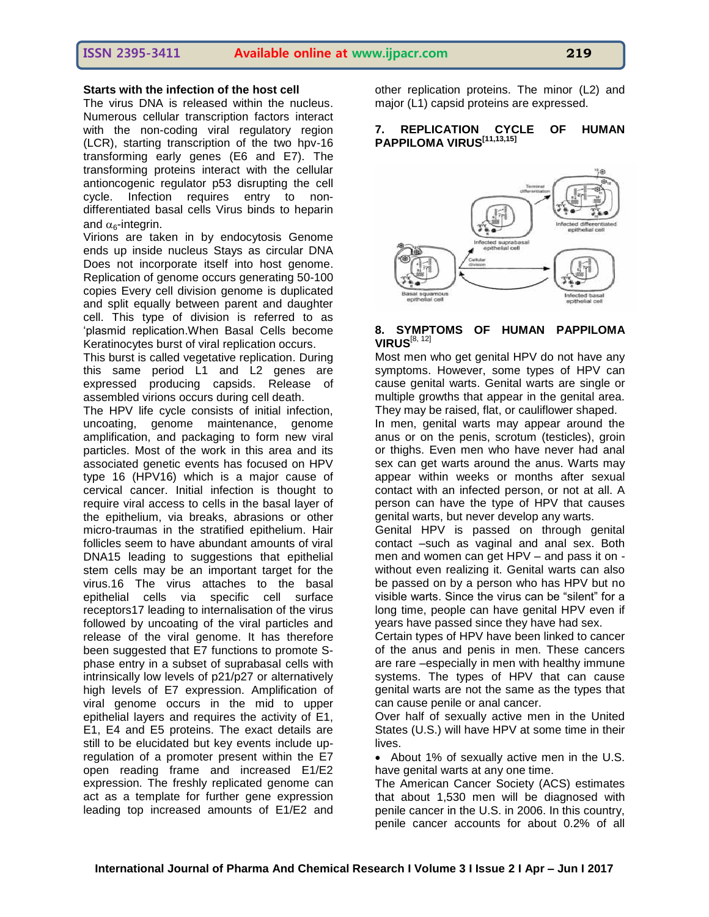**Starts with the infection of the host cell**

The virus DNA is released within the nucleus. Numerous cellular transcription factors interact with the non-coding viral regulatory region (LCR), starting transcription of the two hpv-16 transforming early genes (E6 and E7). The transforming proteins interact with the cellular antioncogenic regulator p53 disrupting the cell cycle. Infection requires entry to non-differentiated basal cells Virus binds to heparin and $\alpha_6$-integrin.

Virions are taken in by endocytosis Genome ends up inside nucleus Stays as circular DNA Does not incorporate itself into host genome. Replication of genome occurs generating 50-100 copies Every cell division genome is duplicated and split equally between parent and daughter cell. This type of division is referred to as 'plasmid replication.When Basal Cells become Keratinocytes burst of viral replication occurs.

This burst is called vegetative replication. During this same period L1 and L2 genes are expressed producing capsids. Release of assembled virions occurs during cell death.

The HPV life cycle consists of initial infection, uncoating, genome maintenance, genome amplification, and packaging to form new viral particles. Most of the work in this area and its associated genetic events has focused on HPV type 16 (HPV16) which is a major cause of cervical cancer. Initial infection is thought to require viral access to cells in the basal layer of the epithelium, via breaks, abrasions or other micro-traumas in the stratified epithelium. Hair follicles seem to have abundant amounts of viral DNA15 leading to suggestions that epithelial stem cells may be an important target for the virus.16 The virus attaches to the basal epithelial cells via specific cell surface receptors17 leading to internalisation of the virus followed by uncoating of the viral particles and release of the viral genome. It has therefore been suggested that E7 functions to promote S-phase entry in a subset of suprabasal cells with intrinsically low levels of p21/p27 or alternatively high levels of E7 expression. Amplification of viral genome occurs in the mid to upper epithelial layers and requires the activity of E1, E1, E4 and E5 proteins. The exact details are still to be elucidated but key events include up-regulation of a promoter present within the E7 open reading frame and increased E1/E2 expression. The freshly replicated genome can act as a template for further gene expression leading top increased amounts of E1/E2 and other replication proteins. The minor (L2) and major (L1) capsid proteins are expressed.

## 7. REPLICATION CYCLE OF HUMAN PAPPILOMA VIRUS[11,13,15]

## 8. SYMPTOMS OF HUMAN PAPPILOMA VIRUS[8, 12]

Most men who get genital HPV do not have any symptoms. However, some types of HPV can cause genital warts. Genital warts are single or multiple growths that appear in the genital area. They may be raised, flat, or cauliflower shaped.

In men, genital warts may appear around the anus or on the penis, scrotum (testicles), groin or thighs. Even men who have never had anal sex can get warts around the anus. Warts may appear within weeks or months after sexual contact with an infected person, or not at all. A person can have the type of HPV that causes genital warts, but never develop any warts.

Genital HPV is passed on through genital contact –such as vaginal and anal sex. Both men and women can get HPV – and pass it on - without even realizing it. Genital warts can also be passed on by a person who has HPV but no visible warts. Since the virus can be "silent" for a long time, people can have genital HPV even if years have passed since they have had sex.

Certain types of HPV have been linked to cancer of the anus and penis in men. These cancers are rare –especially in men with healthy immune systems. The types of HPV that can cause genital warts are not the same as the types that can cause penile or anal cancer.

Over half of sexually active men in the United States (U.S.) will have HPV at some time in their lives.

- About 1% of sexually active men in the U.S. have genital warts at any one time.

The American Cancer Society (ACS) estimates that about 1,530 men will be diagnosed with penile cancer in the U.S. in 2006. In this country, penile cancer accounts for about 0.2% of all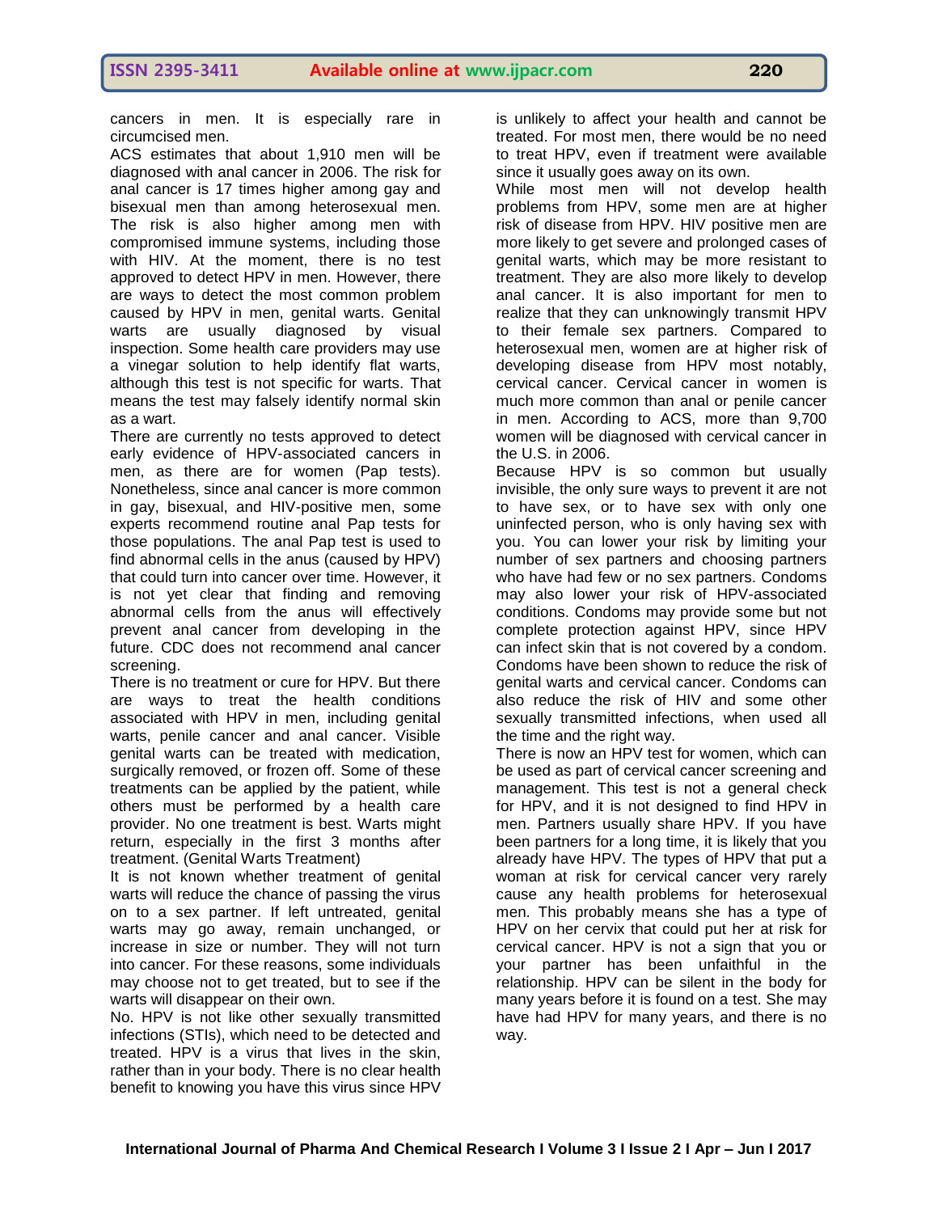cancers in men. It is especially rare in circumcised men.

ACS estimates that about 1,910 men will be diagnosed with anal cancer in 2006. The risk for anal cancer is 17 times higher among gay and bisexual men than among heterosexual men. The risk is also higher among men with compromised immune systems, including those with HIV. At the moment, there is no test approved to detect HPV in men. However, there are ways to detect the most common problem caused by HPV in men, genital warts. Genital warts are usually diagnosed by visual inspection. Some health care providers may use a vinegar solution to help identify flat warts, although this test is not specific for warts. That means the test may falsely identify normal skin as a wart.

There are currently no tests approved to detect early evidence of HPV-associated cancers in men, as there are for women (Pap tests). Nonetheless, since anal cancer is more common in gay, bisexual, and HIV-positive men, some experts recommend routine anal Pap tests for those populations. The anal Pap test is used to find abnormal cells in the anus (caused by HPV) that could turn into cancer over time. However, it is not yet clear that finding and removing abnormal cells from the anus will effectively prevent anal cancer from developing in the future. CDC does not recommend anal cancer screening.

There is no treatment or cure for HPV. But there are ways to treat the health conditions associated with HPV in men, including genital warts, penile cancer and anal cancer. Visible genital warts can be treated with medication, surgically removed, or frozen off. Some of these treatments can be applied by the patient, while others must be performed by a health care provider. No one treatment is best. Warts might return, especially in the first 3 months after treatment. (Genital Warts Treatment)

It is not known whether treatment of genital warts will reduce the chance of passing the virus on to a sex partner. If left untreated, genital warts may go away, remain unchanged, or increase in size or number. They will not turn into cancer. For these reasons, some individuals may choose not to get treated, but to see if the warts will disappear on their own.

No. HPV is not like other sexually transmitted infections (STIs), which need to be detected and treated. HPV is a virus that lives in the skin, rather than in your body. There is no clear health benefit to knowing you have this virus since HPV is unlikely to affect your health and cannot be treated. For most men, there would be no need to treat HPV, even if treatment were available since it usually goes away on its own.

While most men will not develop health problems from HPV, some men are at higher risk of disease from HPV. HIV positive men are more likely to get severe and prolonged cases of genital warts, which may be more resistant to treatment. They are also more likely to develop anal cancer. It is also important for men to realize that they can unknowingly transmit HPV to their female sex partners. Compared to heterosexual men, women are at higher risk of developing disease from HPV most notably, cervical cancer. Cervical cancer in women is much more common than anal or penile cancer in men. According to ACS, more than 9,700 women will be diagnosed with cervical cancer in the U.S. in 2006.

Because HPV is so common but usually invisible, the only sure ways to prevent it are not to have sex, or to have sex with only one uninfected person, who is only having sex with you. You can lower your risk by limiting your number of sex partners and choosing partners who have had few or no sex partners. Condoms may also lower your risk of HPV-associated conditions. Condoms may provide some but not complete protection against HPV, since HPV can infect skin that is not covered by a condom. Condoms have been shown to reduce the risk of genital warts and cervical cancer. Condoms can also reduce the risk of HIV and some other sexually transmitted infections, when used all the time and the right way.

There is now an HPV test for women, which can be used as part of cervical cancer screening and management. This test is not a general check for HPV, and it is not designed to find HPV in men. Partners usually share HPV. If you have been partners for a long time, it is likely that you already have HPV. The types of HPV that put a woman at risk for cervical cancer very rarely cause any health problems for heterosexual men. This probably means she has a type of HPV on her cervix that could put her at risk for cervical cancer. HPV is not a sign that you or your partner has been unfaithful in the relationship. HPV can be silent in the body for many years before it is found on a test. She may have had HPV for many years, and there is no way.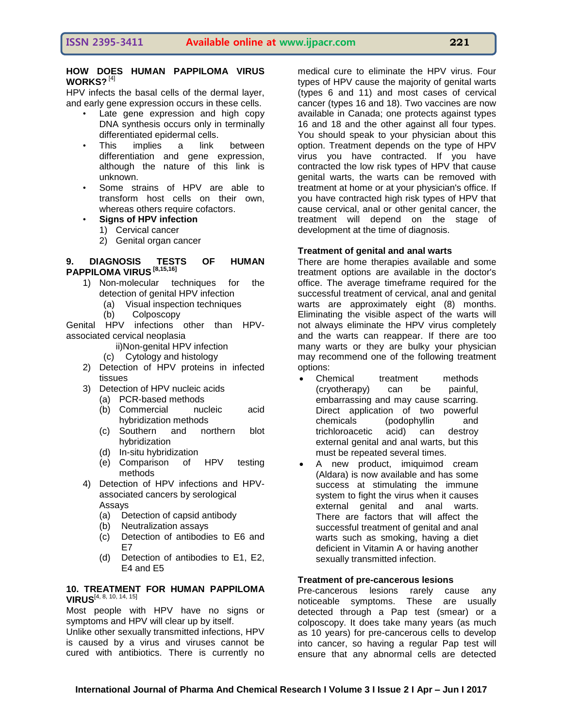**HOW DOES HUMAN PAPPILOMA VIRUS WORKS?** [4]

HPV infects the basal cells of the dermal layer, and early gene expression occurs in these cells.

- Late gene expression and high copy DNA synthesis occurs only in terminally differentiated epidermal cells.
- This implies a link between differentiation and gene expression, although the nature of this link is unknown.
- Some strains of HPV are able to transform host cells on their own, whereas others require cofactors.
- **Signs of HPV infection**
  1) Cervical cancer
  2) Genital organ cancer

## 9. DIAGNOSIS TESTS OF HUMAN PAPPILOMA VIRUS [8,15,16]

1) Non-molecular techniques for the detection of genital HPV infection
   (a) Visual inspection techniques
   (b) Colposcopy

Genital HPV infections other than HPV-associated cervical neoplasia

ii)Non-genital HPV infection

   (c) Cytology and histology
2) Detection of HPV proteins in infected tissues
3) Detection of HPV nucleic acids
   (a) PCR-based methods
   (b) Commercial nucleic acid hybridization methods
   (c) Southern and northern blot hybridization
   (d) In-situ hybridization
   (e) Comparison of HPV testing methods
4) Detection of HPV infections and HPV-associated cancers by serological Assays
   (a) Detection of capsid antibody
   (b) Neutralization assays
   (c) Detection of antibodies to E6 and E7
   (d) Detection of antibodies to E1, E2, E4 and E5

## 10. TREATMENT FOR HUMAN PAPPILOMA VIRUS[4, 8, 10, 14, 15]

Most people with HPV have no signs or symptoms and HPV will clear up by itself.

Unlike other sexually transmitted infections, HPV is caused by a virus and viruses cannot be cured with antibiotics. There is currently no medical cure to eliminate the HPV virus. Four types of HPV cause the majority of genital warts (types 6 and 11) and most cases of cervical cancer (types 16 and 18). Two vaccines are now available in Canada; one protects against types 16 and 18 and the other against all four types. You should speak to your physician about this option. Treatment depends on the type of HPV virus you have contracted. If you have contracted the low risk types of HPV that cause genital warts, the warts can be removed with treatment at home or at your physician's office. If you have contracted high risk types of HPV that cause cervical, anal or other genital cancer, the treatment will depend on the stage of development at the time of diagnosis.

**Treatment of genital and anal warts**

There are home therapies available and some treatment options are available in the doctor's office. The average timeframe required for the successful treatment of cervical, anal and genital warts are approximately eight (8) months. Eliminating the visible aspect of the warts will not always eliminate the HPV virus completely and the warts can reappear. If there are too many warts or they are bulky your physician may recommend one of the following treatment options:

- Chemical treatment methods (cryotherapy) can be painful, embarrassing and may cause scarring. Direct application of two powerful chemicals (podophyllin and trichloroacetic acid) can destroy external genital and anal warts, but this must be repeated several times.
- A new product, imiquimod cream (Aldara) is now available and has some success at stimulating the immune system to fight the virus when it causes external genital and anal warts. There are factors that will affect the successful treatment of genital and anal warts such as smoking, having a diet deficient in Vitamin A or having another sexually transmitted infection.

**Treatment of pre-cancerous lesions**

Pre-cancerous lesions rarely cause any noticeable symptoms. These are usually detected through a Pap test (smear) or a colposcopy. It does take many years (as much as 10 years) for pre-cancerous cells to develop into cancer, so having a regular Pap test will ensure that any abnormal cells are detected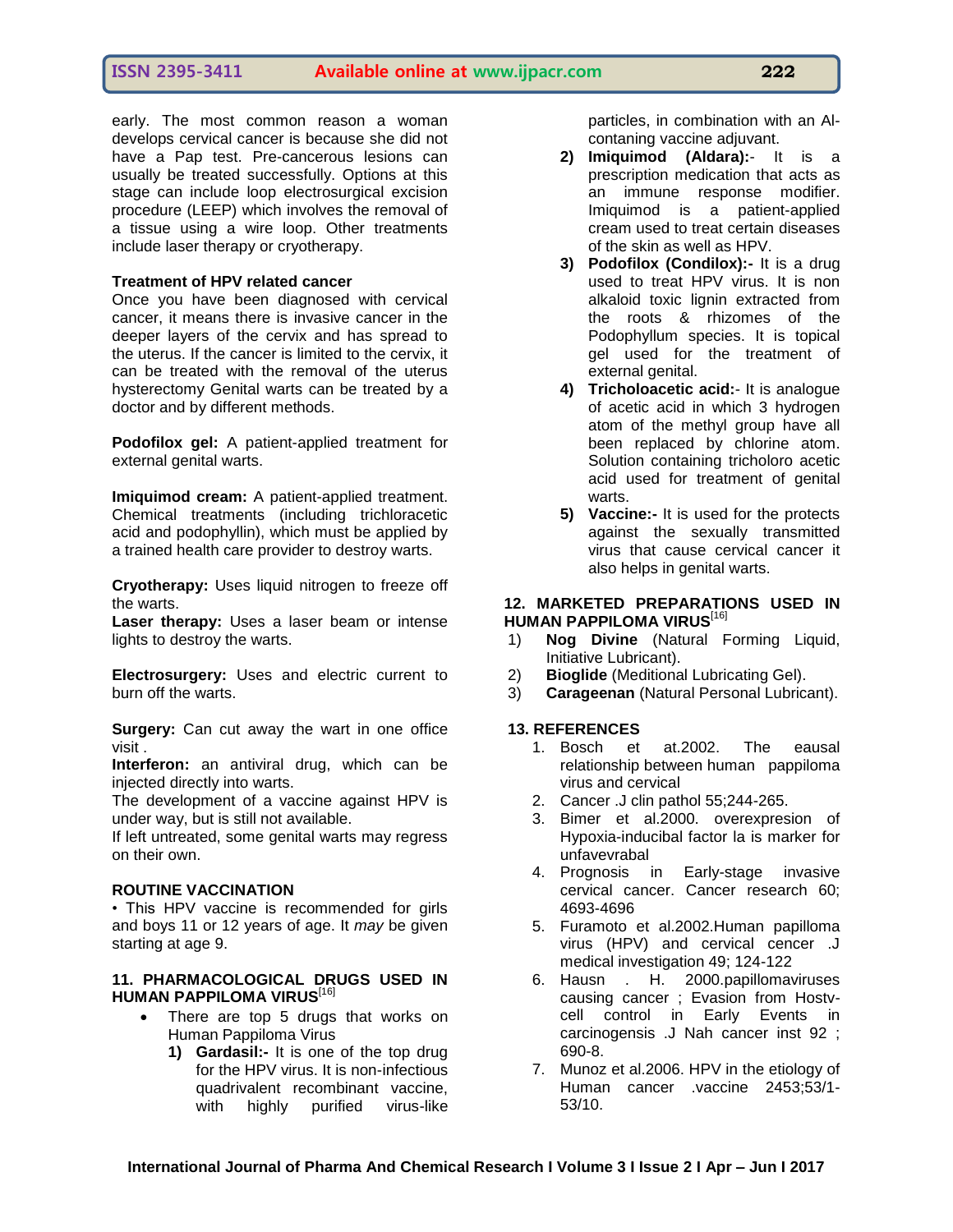early. The most common reason a woman develops cervical cancer is because she did not have a Pap test. Pre-cancerous lesions can usually be treated successfully. Options at this stage can include loop electrosurgical excision procedure (LEEP) which involves the removal of a tissue using a wire loop. Other treatments include laser therapy or cryotherapy.

**Treatment of HPV related cancer**

Once you have been diagnosed with cervical cancer, it means there is invasive cancer in the deeper layers of the cervix and has spread to the uterus. If the cancer is limited to the cervix, it can be treated with the removal of the uterus hysterectomy Genital warts can be treated by a doctor and by different methods.

**Podofilox gel:** A patient-applied treatment for external genital warts.

**Imiquimod cream:** A patient-applied treatment. Chemical treatments (including trichloracetic acid and podophyllin), which must be applied by a trained health care provider to destroy warts.

**Cryotherapy:** Uses liquid nitrogen to freeze off the warts.

**Laser therapy:** Uses a laser beam or intense lights to destroy the warts.

**Electrosurgery:** Uses and electric current to burn off the warts.

**Surgery:** Can cut away the wart in one office visit .

**Interferon:** an antiviral drug, which can be injected directly into warts.

The development of a vaccine against HPV is under way, but is still not available.

If left untreated, some genital warts may regress on their own.

**ROUTINE VACCINATION**

• This HPV vaccine is recommended for girls and boys 11 or 12 years of age. It *may* be given starting at age 9.

## 11. PHARMACOLOGICAL DRUGS USED IN HUMAN PAPPILOMA VIRUS[16]

- There are top 5 drugs that works on Human Pappiloma Virus
  1) **Gardasil:-** It is one of the top drug for the HPV virus. It is non-infectious quadrivalent recombinant vaccine, with highly purified virus-like particles, in combination with an Al-contaning vaccine adjuvant.
  2) **Imiquimod (Aldara):-** It is a prescription medication that acts as an immune response modifier. Imiquimod is a patient-applied cream used to treat certain diseases of the skin as well as HPV.
  3) **Podofilox (Condilox):-** It is a drug used to treat HPV virus. It is non alkaloid toxic lignin extracted from the roots & rhizomes of the Podophyllum species. It is topical gel used for the treatment of external genital.
  4) **Tricholoacetic acid:-** It is analogue of acetic acid in which 3 hydrogen atom of the methyl group have all been replaced by chlorine atom. Solution containing tricholoro acetic acid used for treatment of genital warts.
  5) **Vaccine:-** It is used for the protects against the sexually transmitted virus that cause cervical cancer it also helps in genital warts.

## 12. MARKETED PREPARATIONS USED IN HUMAN PAPPILOMA VIRUS[16]

1) **Nog Divine** (Natural Forming Liquid, Initiative Lubricant).
2) **Bioglide** (Meditional Lubricating Gel).
3) **Carageenan** (Natural Personal Lubricant).

## 13. REFERENCES

1. Bosch et at.2002. The eausal relationship between human pappiloma virus and cervical
2. Cancer .J clin pathol 55;244-265.
3. Bimer et al.2000. overexpresion of Hypoxia-inducibal factor la is marker for unfavevrabal
4. Prognosis in Early-stage invasive cervical cancer. Cancer research 60; 4693-4696
5. Furamoto et al.2002.Human papilloma virus (HPV) and cervical cencer .J medical investigation 49; 124-122
6. Hausn . H. 2000.papillomaviruses causing cancer ; Evasion from Hostv-cell control in Early Events in carcinogensis .J Nah cancer inst 92 ; 690-8.
7. Munoz et al.2006. HPV in the etiology of Human cancer .vaccine 2453;53/1-53/10.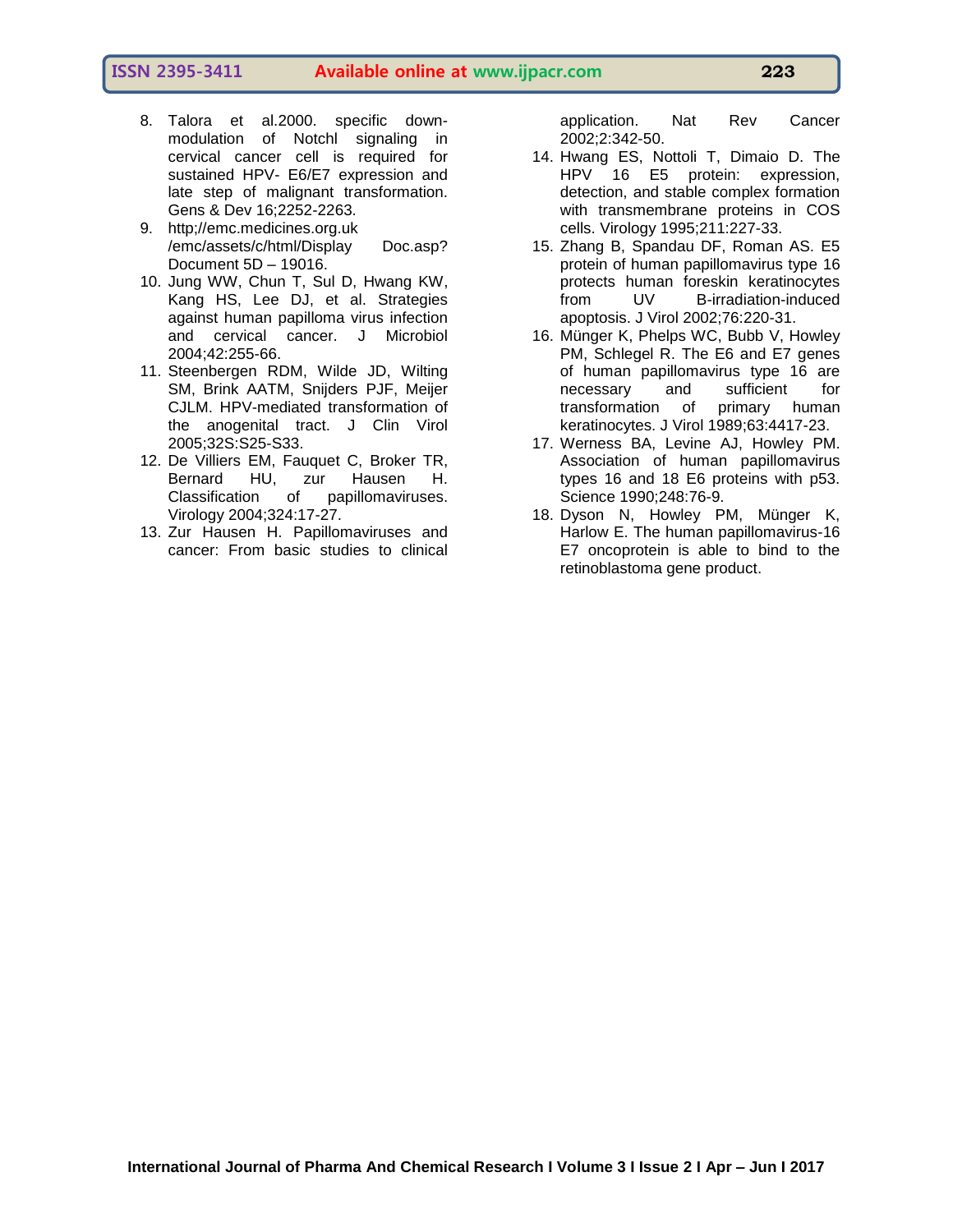8. Talora et al.2000. specific down-modulation of Notchl signaling in cervical cancer cell is required for sustained HPV- E6/E7 expression and late step of malignant transformation. Gens & Dev 16;2252-2263.
9. http;//emc.medicines.org.uk /emc/assets/c/html/Display Doc.asp? Document 5D – 19016.
10. Jung WW, Chun T, Sul D, Hwang KW, Kang HS, Lee DJ, et al. Strategies against human papilloma virus infection and cervical cancer. J Microbiol 2004;42:255-66.
11. Steenbergen RDM, Wilde JD, Wilting SM, Brink AATM, Snijders PJF, Meijer CJLM. HPV-mediated transformation of the anogenital tract. J Clin Virol 2005;32S:S25-S33.
12. De Villiers EM, Fauquet C, Broker TR, Bernard HU, zur Hausen H. Classification of papillomaviruses. Virology 2004;324:17-27.
13. Zur Hausen H. Papillomaviruses and cancer: From basic studies to clinical application. Nat Rev Cancer 2002;2:342-50.
14. Hwang ES, Nottoli T, Dimaio D. The HPV 16 E5 protein: expression, detection, and stable complex formation with transmembrane proteins in COS cells. Virology 1995;211:227-33.
15. Zhang B, Spandau DF, Roman AS. E5 protein of human papillomavirus type 16 protects human foreskin keratinocytes from UV B-irradiation-induced apoptosis. J Virol 2002;76:220-31.
16. Münger K, Phelps WC, Bubb V, Howley PM, Schlegel R. The E6 and E7 genes of human papillomavirus type 16 are necessary and sufficient for transformation of primary human keratinocytes. J Virol 1989;63:4417-23.
17. Werness BA, Levine AJ, Howley PM. Association of human papillomavirus types 16 and 18 E6 proteins with p53. Science 1990;248:76-9.
18. Dyson N, Howley PM, Münger K, Harlow E. The human papillomavirus-16 E7 oncoprotein is able to bind to the retinoblastoma gene product.